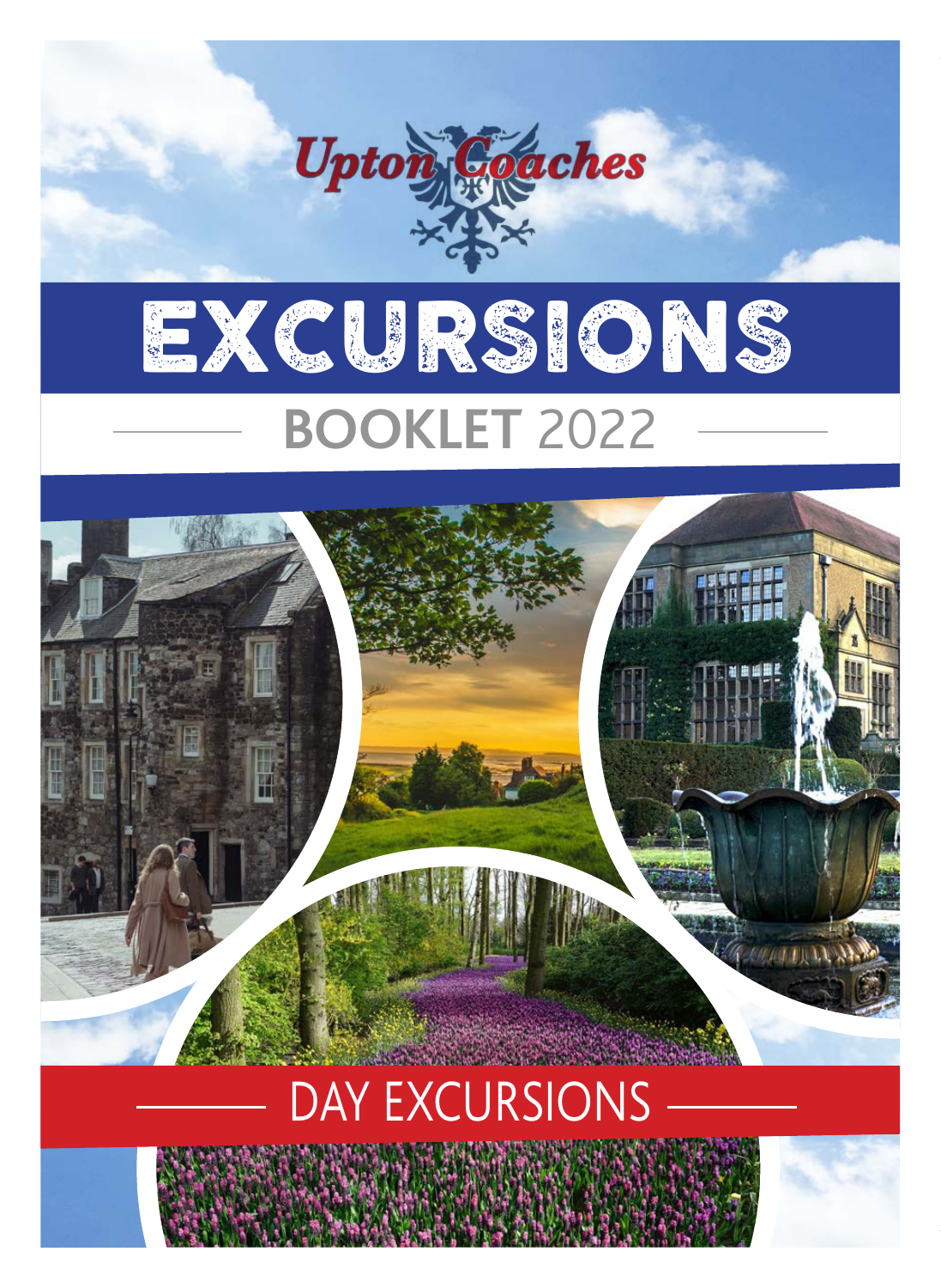Upton Coaches

# EXCURSIONS

## BOOKLET 2022

## DAY EXCURSIONS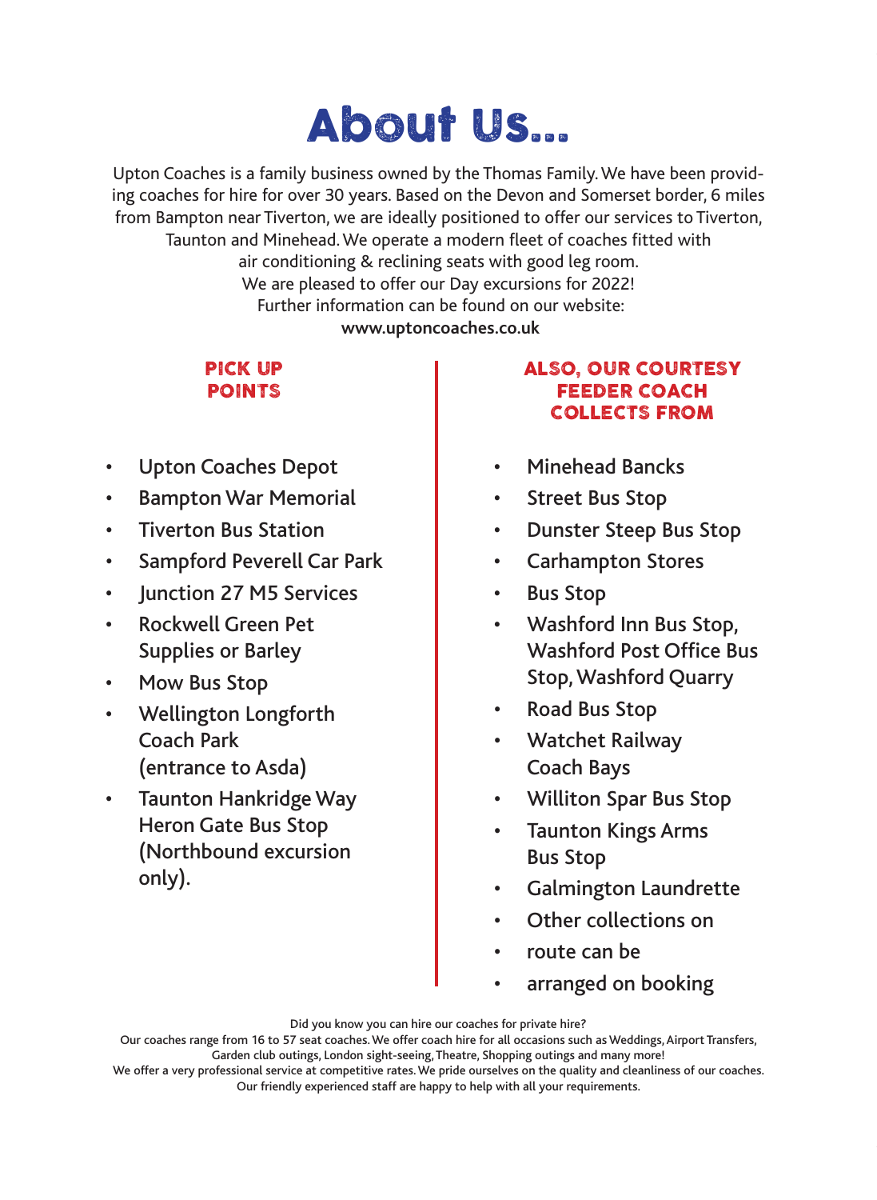# About Us...

Upton Coaches is a family business owned by the Thomas Family. We have been providing coaches for hire for over 30 years. Based on the Devon and Somerset border, 6 miles from Bampton near Tiverton, we are ideally positioned to offer our services to Tiverton, Taunton and Minehead. We operate a modern fleet of coaches fitted with air conditioning & reclining seats with good leg room.
We are pleased to offer our Day excursions for 2022!
Further information can be found on our website:
**www.uptoncoaches.co.uk**

## PICK UP POINTS

- Upton Coaches Depot
- Bampton War Memorial
- Tiverton Bus Station
- Sampford Peverell Car Park
- Junction 27 M5 Services
- Rockwell Green Pet Supplies or Barley
- Mow Bus Stop
- Wellington Longforth Coach Park (entrance to Asda)
- Taunton Hankridge Way Heron Gate Bus Stop (Northbound excursion only).

## ALSO, OUR COURTESY FEEDER COACH COLLECTS FROM

- Minehead Bancks
- Street Bus Stop
- Dunster Steep Bus Stop
- Carhampton Stores
- Bus Stop
- Washford Inn Bus Stop, Washford Post Office Bus Stop, Washford Quarry
- Road Bus Stop
- Watchet Railway Coach Bays
- Williton Spar Bus Stop
- Taunton Kings Arms Bus Stop
- Galmington Laundrette
- Other collections on
- route can be
- arranged on booking

Did you know you can hire our coaches for private hire?
Our coaches range from 16 to 57 seat coaches. We offer coach hire for all occasions such as Weddings, Airport Transfers, Garden club outings, London sight-seeing, Theatre, Shopping outings and many more!
We offer a very professional service at competitive rates. We pride ourselves on the quality and cleanliness of our coaches.
Our friendly experienced staff are happy to help with all your requirements.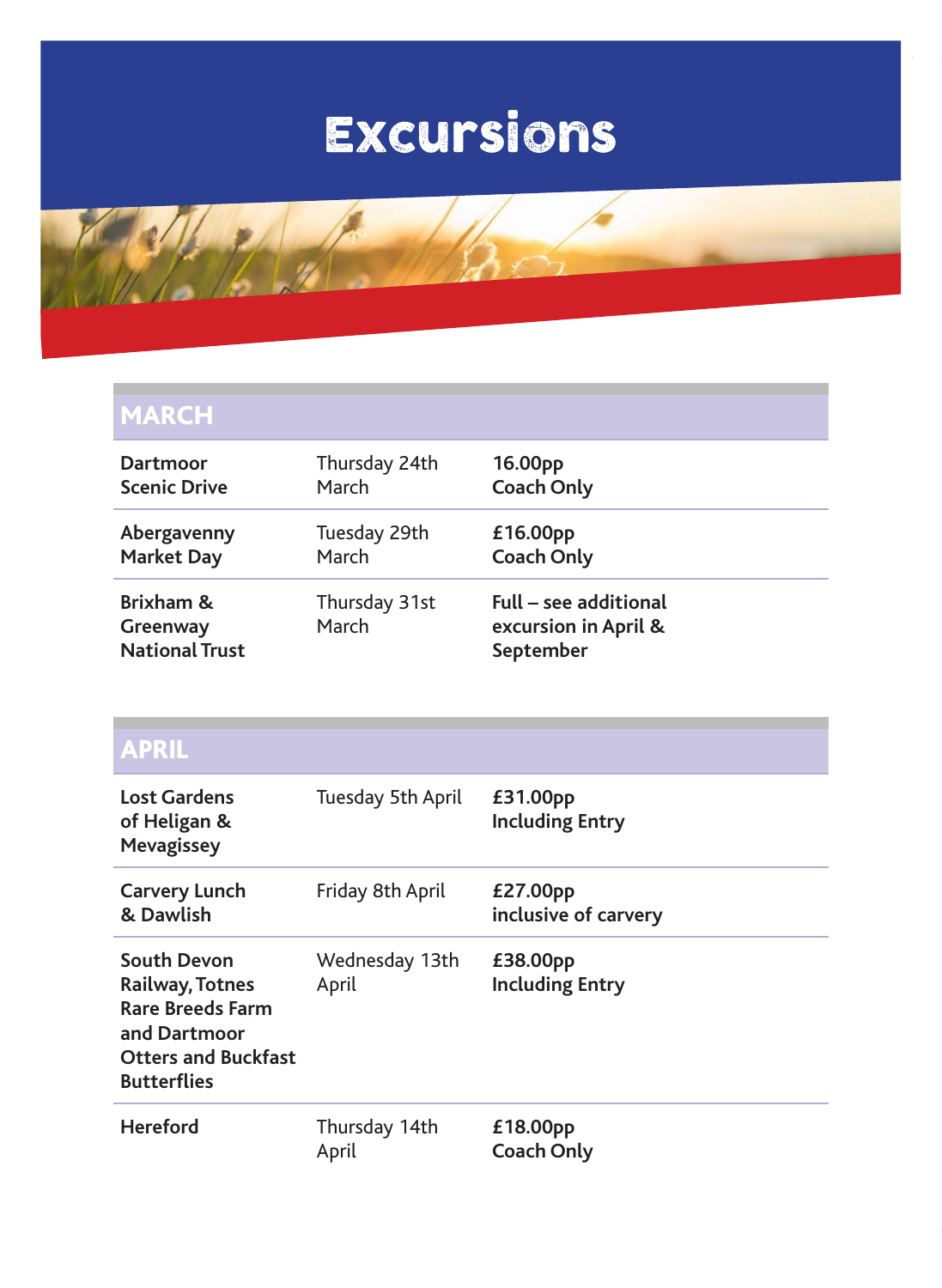# Excursions

## MARCH

| | | |
|---|---|---|
| **Dartmoor Scenic Drive** | Thursday 24th March | **16.00pp Coach Only** |
| **Abergavenny Market Day** | Tuesday 29th March | **£16.00pp Coach Only** |
| **Brixham & Greenway National Trust** | Thursday 31st March | **Full – see additional excursion in April & September** |

## APRIL

| | | |
|---|---|---|
| **Lost Gardens of Heligan & Mevagissey** | Tuesday 5th April | **£31.00pp Including Entry** |
| **Carvery Lunch & Dawlish** | Friday 8th April | **£27.00pp inclusive of carvery** |
| **South Devon Railway, Totnes Rare Breeds Farm and Dartmoor Otters and Buckfast Butterflies** | Wednesday 13th April | **£38.00pp Including Entry** |
| **Hereford** | Thursday 14th April | **£18.00pp Coach Only** |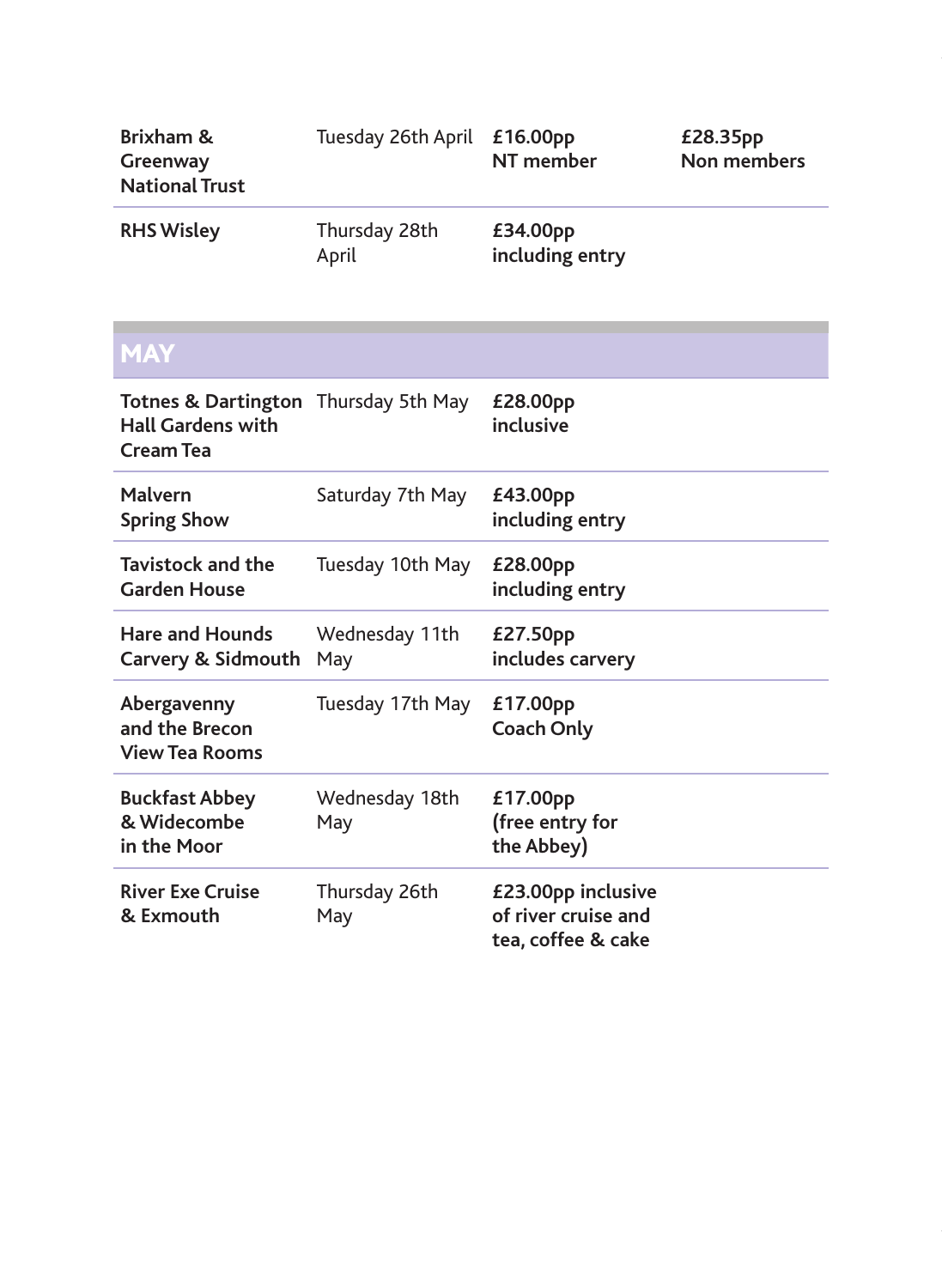| | | | |
|---|---|---|---|
| **Brixham & Greenway National Trust** | Tuesday 26th April | **£16.00pp NT member** | **£28.35pp Non members** |
| **RHS Wisley** | Thursday 28th April | **£34.00pp including entry** | |

## MAY

| | | |
|---|---|---|
| **Totnes & Dartington Hall Gardens with Cream Tea** | Thursday 5th May | **£28.00pp inclusive** |
| **Malvern Spring Show** | Saturday 7th May | **£43.00pp including entry** |
| **Tavistock and the Garden House** | Tuesday 10th May | **£28.00pp including entry** |
| **Hare and Hounds Carvery & Sidmouth** | Wednesday 11th May | **£27.50pp includes carvery** |
| **Abergavenny and the Brecon View Tea Rooms** | Tuesday 17th May | **£17.00pp Coach Only** |
| **Buckfast Abbey & Widecombe in the Moor** | Wednesday 18th May | **£17.00pp (free entry for the Abbey)** |
| **River Exe Cruise & Exmouth** | Thursday 26th May | **£23.00pp inclusive of river cruise and tea, coffee & cake** |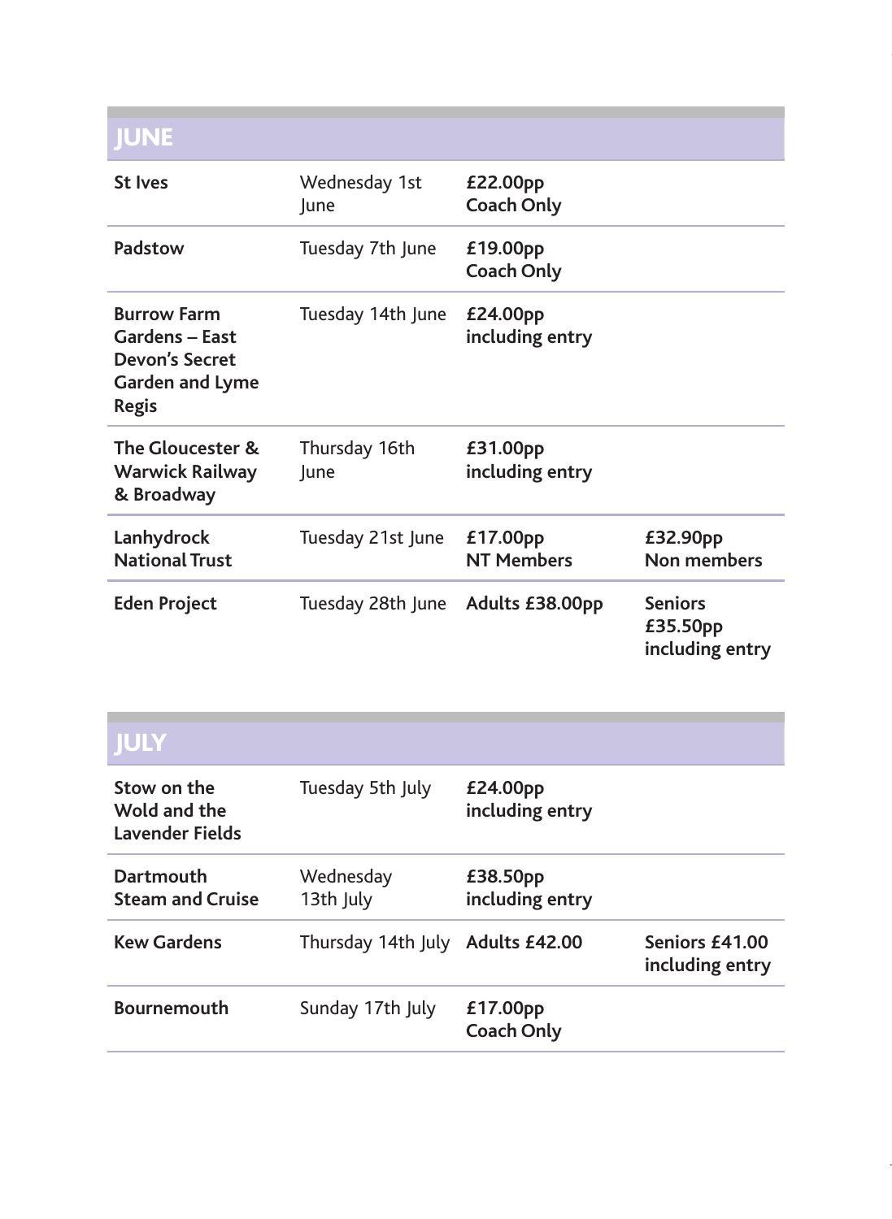## JUNE

| | | | |
|---|---|---|---|
| **St Ives** | Wednesday 1st June | **£22.00pp Coach Only** | |
| **Padstow** | Tuesday 7th June | **£19.00pp Coach Only** | |
| **Burrow Farm Gardens – East Devon's Secret Garden and Lyme Regis** | Tuesday 14th June | **£24.00pp including entry** | |
| **The Gloucester & Warwick Railway & Broadway** | Thursday 16th June | **£31.00pp including entry** | |
| **Lanhydrock National Trust** | Tuesday 21st June | **£17.00pp NT Members** | **£32.90pp Non members** |
| **Eden Project** | Tuesday 28th June | **Adults £38.00pp** | **Seniors £35.50pp including entry** |

## JULY

| | | | |
|---|---|---|---|
| **Stow on the Wold and the Lavender Fields** | Tuesday 5th July | **£24.00pp including entry** | |
| **Dartmouth Steam and Cruise** | Wednesday 13th July | **£38.50pp including entry** | |
| **Kew Gardens** | Thursday 14th July | **Adults £42.00** | **Seniors £41.00 including entry** |
| **Bournemouth** | Sunday 17th July | **£17.00pp Coach Only** | |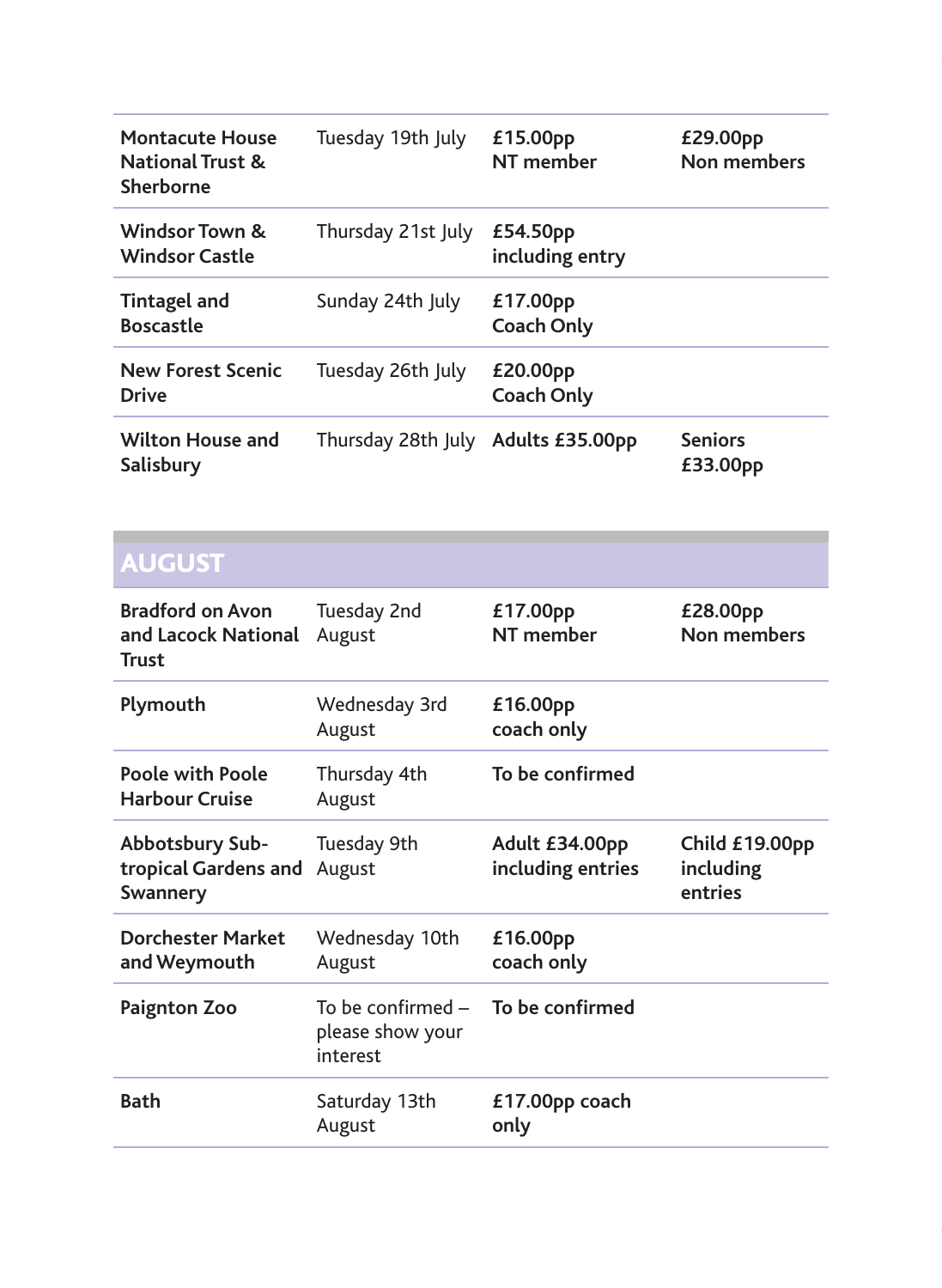| | | | |
|---|---|---|---|
| **Montacute House National Trust & Sherborne** | Tuesday 19th July | **£15.00pp NT member** | **£29.00pp Non members** |
| **Windsor Town & Windsor Castle** | Thursday 21st July | **£54.50pp including entry** | |
| **Tintagel and Boscastle** | Sunday 24th July | **£17.00pp Coach Only** | |
| **New Forest Scenic Drive** | Tuesday 26th July | **£20.00pp Coach Only** | |
| **Wilton House and Salisbury** | Thursday 28th July | **Adults £35.00pp** | **Seniors £33.00pp** |

## AUGUST

| | | | |
|---|---|---|---|
| **Bradford on Avon and Lacock National Trust** | Tuesday 2nd August | **£17.00pp NT member** | **£28.00pp Non members** |
| **Plymouth** | Wednesday 3rd August | **£16.00pp coach only** | |
| **Poole with Poole Harbour Cruise** | Thursday 4th August | **To be confirmed** | |
| **Abbotsbury Sub-tropical Gardens and Swannery** | Tuesday 9th August | **Adult £34.00pp including entries** | **Child £19.00pp including entries** |
| **Dorchester Market and Weymouth** | Wednesday 10th August | **£16.00pp coach only** | |
| **Paignton Zoo** | To be confirmed – please show your interest | **To be confirmed** | |
| **Bath** | Saturday 13th August | **£17.00pp coach only** | |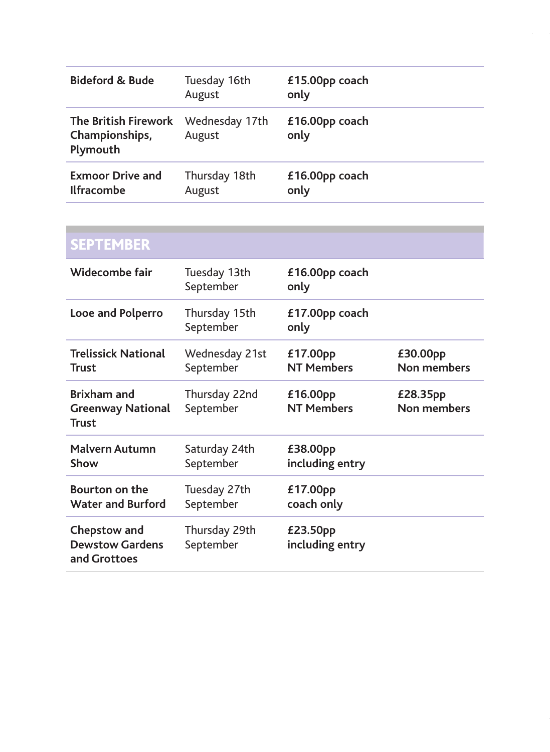| | | | |
|---|---|---|---|
| **Bideford & Bude** | Tuesday 16th August | **£15.00pp coach only** | |
| **The British Firework Championships, Plymouth** | Wednesday 17th August | **£16.00pp coach only** | |
| **Exmoor Drive and Ilfracombe** | Thursday 18th August | **£16.00pp coach only** | |

## SEPTEMBER

| | | | |
|---|---|---|---|
| **Widecombe fair** | Tuesday 13th September | **£16.00pp coach only** | |
| **Looe and Polperro** | Thursday 15th September | **£17.00pp coach only** | |
| **Trelissick National Trust** | Wednesday 21st September | **£17.00pp NT Members** | **£30.00pp Non members** |
| **Brixham and Greenway National Trust** | Thursday 22nd September | **£16.00pp NT Members** | **£28.35pp Non members** |
| **Malvern Autumn Show** | Saturday 24th September | **£38.00pp including entry** | |
| **Bourton on the Water and Burford** | Tuesday 27th September | **£17.00pp coach only** | |
| **Chepstow and Dewstow Gardens and Grottoes** | Thursday 29th September | **£23.50pp including entry** | |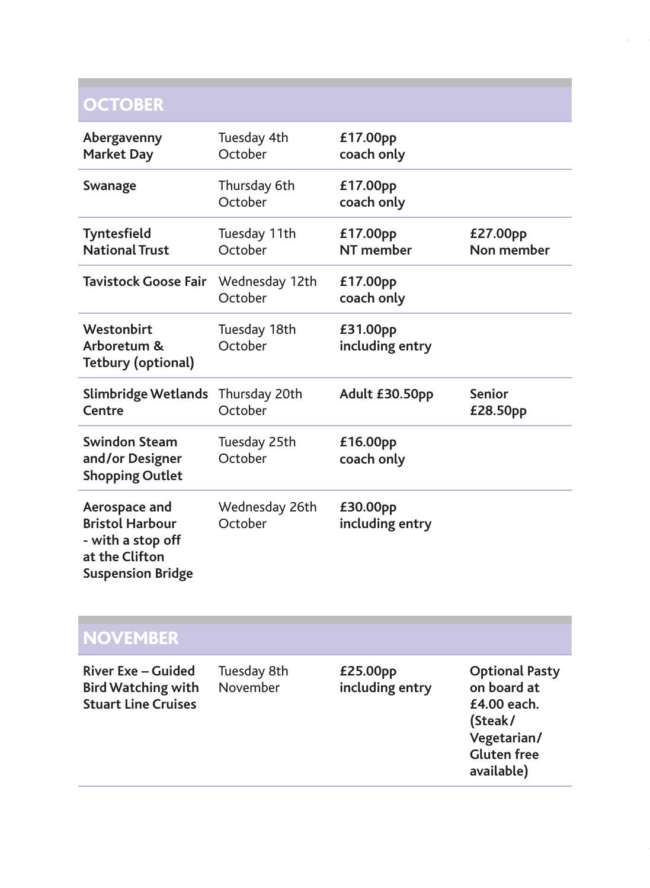## OCTOBER

| | | | |
|---|---|---|---|
| **Abergavenny Market Day** | Tuesday 4th October | **£17.00pp coach only** | |
| **Swanage** | Thursday 6th October | **£17.00pp coach only** | |
| **Tyntesfield National Trust** | Tuesday 11th October | **£17.00pp NT member** | **£27.00pp Non member** |
| **Tavistock Goose Fair** | Wednesday 12th October | **£17.00pp coach only** | |
| **Westonbirt Arboretum & Tetbury (optional)** | Tuesday 18th October | **£31.00pp including entry** | |
| **Slimbridge Wetlands Centre** | Thursday 20th October | **Adult £30.50pp** | **Senior £28.50pp** |
| **Swindon Steam and/or Designer Shopping Outlet** | Tuesday 25th October | **£16.00pp coach only** | |
| **Aerospace and Bristol Harbour - with a stop off at the Clifton Suspension Bridge** | Wednesday 26th October | **£30.00pp including entry** | |

## NOVEMBER

| | | | |
|---|---|---|---|
| **River Exe – Guided Bird Watching with Stuart Line Cruises** | Tuesday 8th November | **£25.00pp including entry** | **Optional Pasty on board at £4.00 each. (Steak/ Vegetarian/ Gluten free available)** |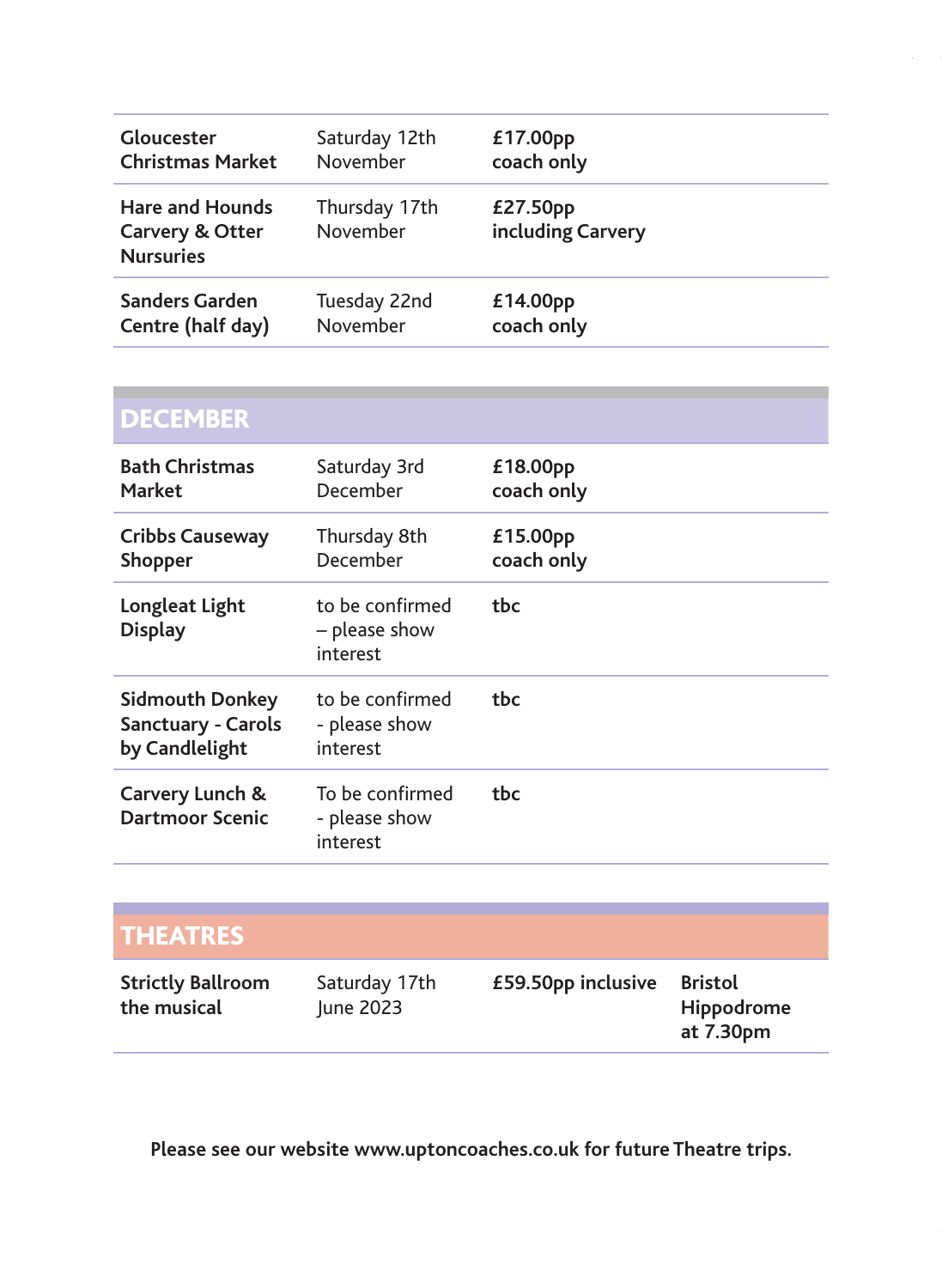| | | |
|---|---|---|
| **Gloucester Christmas Market** | Saturday 12th November | **£17.00pp coach only** |
| **Hare and Hounds Carvery & Otter Nurseries** | Thursday 17th November | **£27.50pp including Carvery** |
| **Sanders Garden Centre (half day)** | Tuesday 22nd November | **£14.00pp coach only** |

## DECEMBER

| | | |
|---|---|---|
| **Bath Christmas Market** | Saturday 3rd December | **£18.00pp coach only** |
| **Cribbs Causeway Shopper** | Thursday 8th December | **£15.00pp coach only** |
| **Longleat Light Display** | to be confirmed – please show interest | **tbc** |
| **Sidmouth Donkey Sanctuary - Carols by Candlelight** | to be confirmed - please show interest | **tbc** |
| **Carvery Lunch & Dartmoor Scenic** | To be confirmed - please show interest | **tbc** |

## THEATRES

| | | | |
|---|---|---|---|
| **Strictly Ballroom the musical** | Saturday 17th June 2023 | **£59.50pp inclusive** | **Bristol Hippodrome at 7.30pm** |

**Please see our website www.uptoncoaches.co.uk for future Theatre trips.**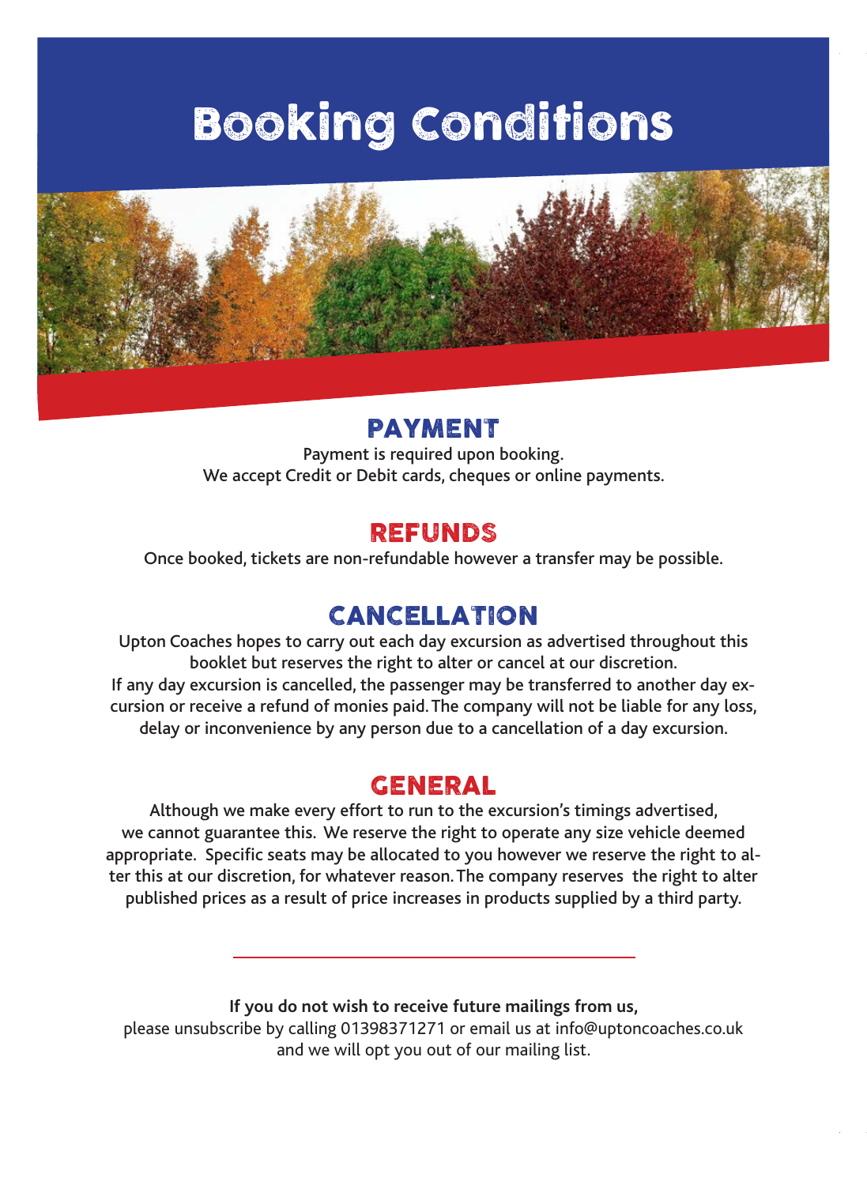# Booking Conditions

## PAYMENT

Payment is required upon booking.
We accept Credit or Debit cards, cheques or online payments.

## REFUNDS

Once booked, tickets are non-refundable however a transfer may be possible.

## CANCELLATION

Upton Coaches hopes to carry out each day excursion as advertised throughout this booklet but reserves the right to alter or cancel at our discretion.
If any day excursion is cancelled, the passenger may be transferred to another day excursion or receive a refund of monies paid. The company will not be liable for any loss, delay or inconvenience by any person due to a cancellation of a day excursion.

## GENERAL

Although we make every effort to run to the excursion's timings advertised, we cannot guarantee this. We reserve the right to operate any size vehicle deemed appropriate. Specific seats may be allocated to you however we reserve the right to alter this at our discretion, for whatever reason. The company reserves the right to alter published prices as a result of price increases in products supplied by a third party.

---

**If you do not wish to receive future mailings from us,**
please unsubscribe by calling 01398371271 or email us at info@uptoncoaches.co.uk and we will opt you out of our mailing list.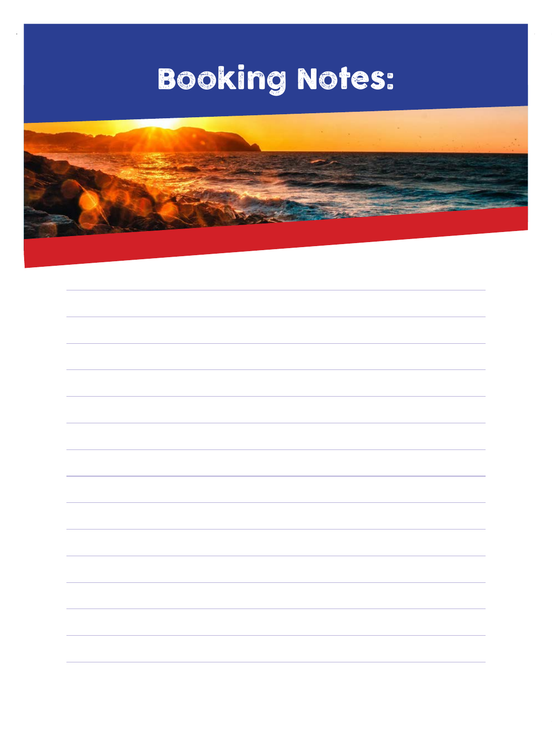# Booking Notes: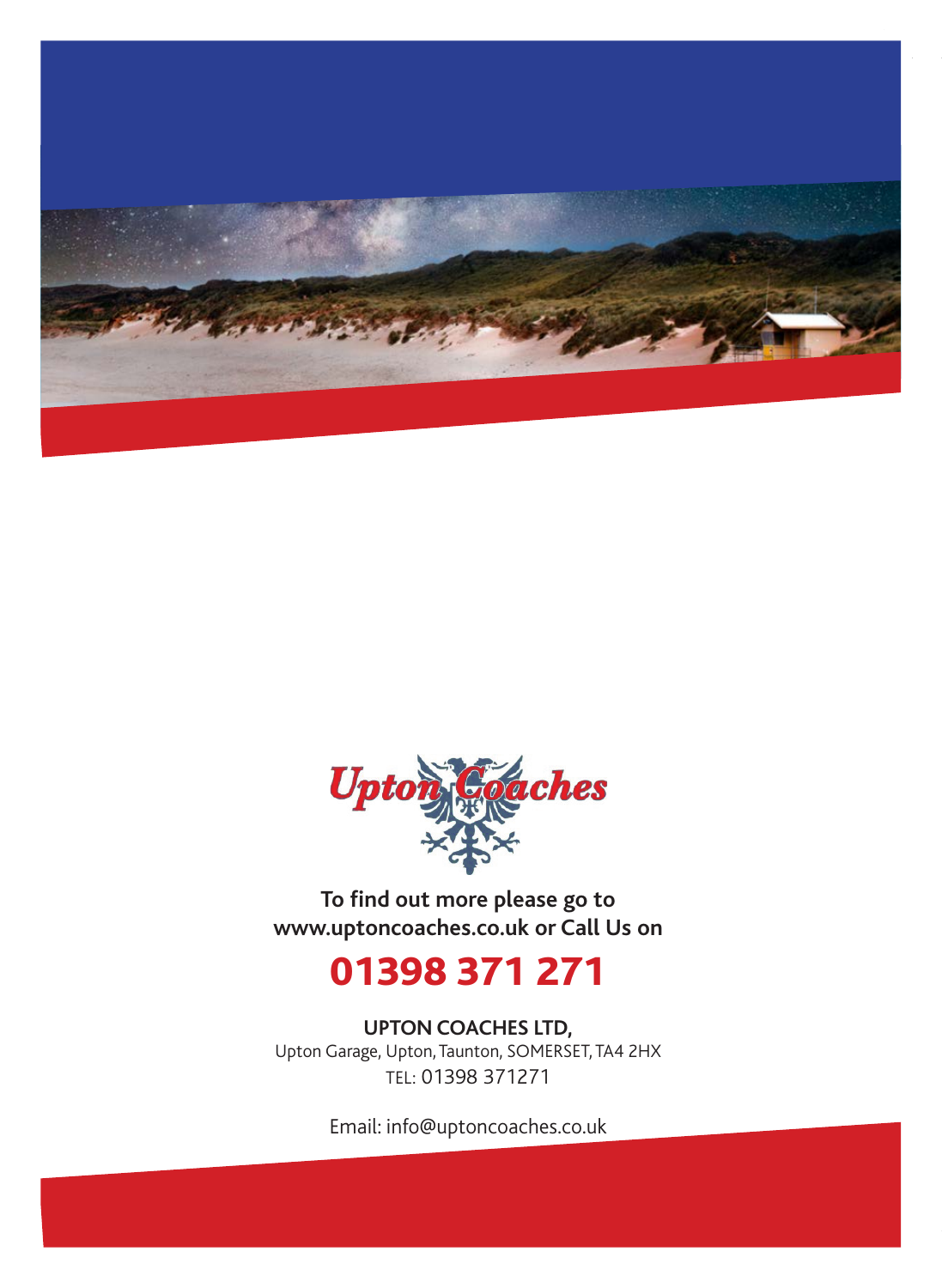Upton Coaches

**To find out more please go to www.uptoncoaches.co.uk or Call Us on**

## 01398 371 271

**UPTON COACHES LTD,**
Upton Garage, Upton, Taunton, SOMERSET, TA4 2HX
TEL: 01398 371271

Email: info@uptoncoaches.co.uk